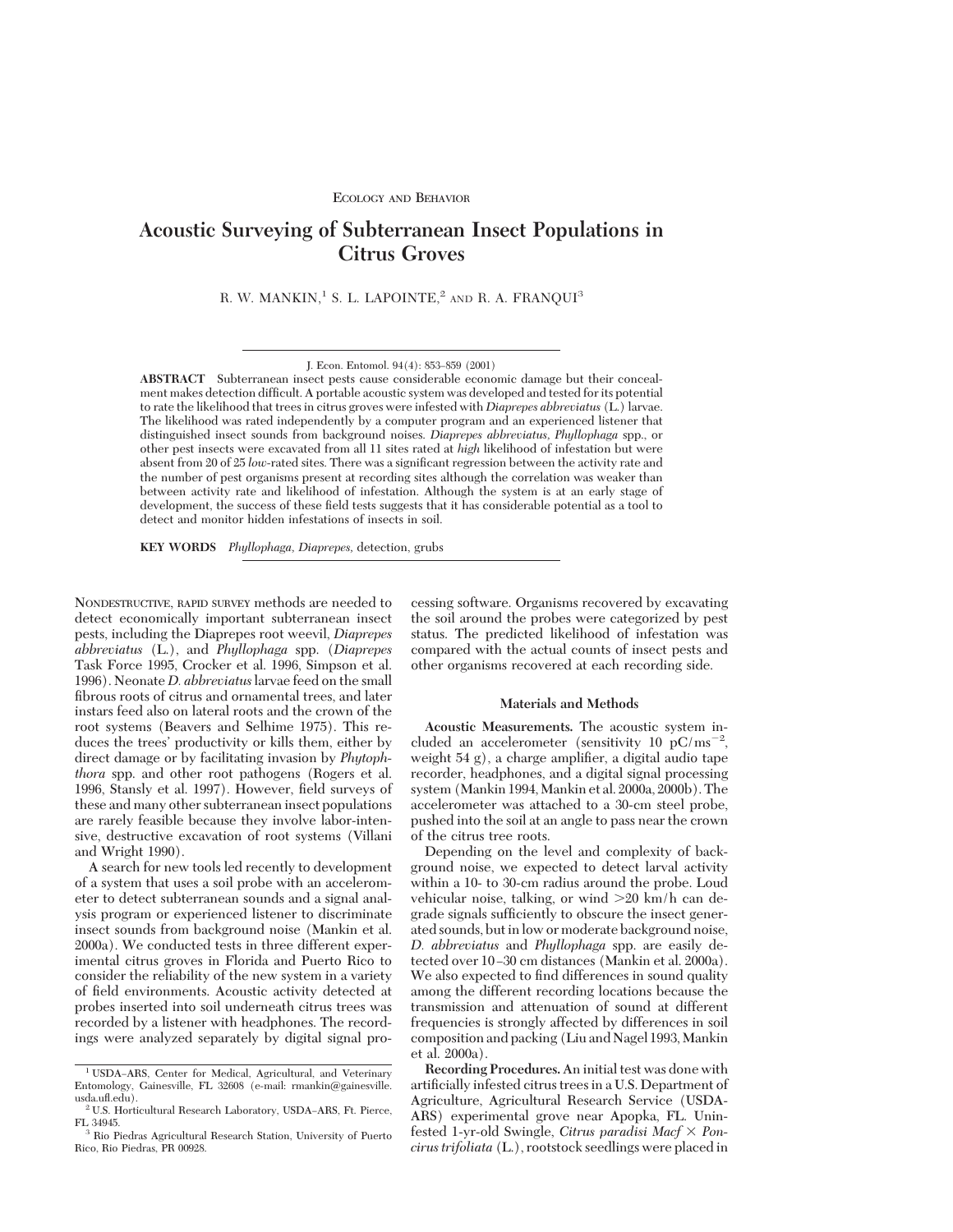Ecology and Behavior

# Acoustic Surveying of Subterranean Insect Populations in Citrus Groves

R. W. Mankin,[1] S. L. Lapointe,[2] and R. A. Franqui[3]

J. Econ. Entomol. 94(4): 853–859 (2001)

**ABSTRACT** Subterranean insect pests cause considerable economic damage but their concealment makes detection difficult. A portable acoustic system was developed and tested for its potential to rate the likelihood that trees in citrus groves were infested with *Diaprepes abbreviatus* (L.) larvae. The likelihood was rated independently by a computer program and an experienced listener that distinguished insect sounds from background noises. *Diaprepes abbreviatus*, *Phyllophaga* spp., or other pest insects were excavated from all 11 sites rated at *high* likelihood of infestation but were absent from 20 of 25 *low*-rated sites. There was a significant regression between the activity rate and the number of pest organisms present at recording sites although the correlation was weaker than between activity rate and likelihood of infestation. Although the system is at an early stage of development, the success of these field tests suggests that it has considerable potential as a tool to detect and monitor hidden infestations of insects in soil.

**KEY WORDS** *Phyllophaga*, *Diaprepes*, detection, grubs

Nondestructive, rapid survey methods are needed to detect economically important subterranean insect pests, including the Diaprepes root weevil, *Diaprepes abbreviatus* (L.), and *Phyllophaga* spp. (*Diaprepes* Task Force 1995, Crocker et al. 1996, Simpson et al. 1996). Neonate *D. abbreviatus* larvae feed on the small fibrous roots of citrus and ornamental trees, and later instars feed also on lateral roots and the crown of the root systems (Beavers and Selhime 1975). This reduces the trees' productivity or kills them, either by direct damage or by facilitating invasion by *Phytophthora* spp. and other root pathogens (Rogers et al. 1996, Stansly et al. 1997). However, field surveys of these and many other subterranean insect populations are rarely feasible because they involve labor-intensive, destructive excavation of root systems (Villani and Wright 1990).

A search for new tools led recently to development of a system that uses a soil probe with an accelerometer to detect subterranean sounds and a signal analysis program or experienced listener to discriminate insect sounds from background noise (Mankin et al. 2000a). We conducted tests in three different experimental citrus groves in Florida and Puerto Rico to consider the reliability of the new system in a variety of field environments. Acoustic activity detected at probes inserted into soil underneath citrus trees was recorded by a listener with headphones. The recordings were analyzed separately by digital signal processing software. Organisms recovered by excavating the soil around the probes were categorized by pest status. The predicted likelihood of infestation was compared with the actual counts of insect pests and other organisms recovered at each recording side.

## Materials and Methods

**Acoustic Measurements.** The acoustic system included an accelerometer (sensitivity 10 pC/ms$^{-2}$, weight 54 g), a charge amplifier, a digital audio tape recorder, headphones, and a digital signal processing system (Mankin 1994, Mankin et al. 2000a, 2000b). The accelerometer was attached to a 30-cm steel probe, pushed into the soil at an angle to pass near the crown of the citrus tree roots.

Depending on the level and complexity of background noise, we expected to detect larval activity within a 10- to 30-cm radius around the probe. Loud vehicular noise, talking, or wind >20 km/h can degrade signals sufficiently to obscure the insect generated sounds, but in low or moderate background noise, *D. abbreviatus* and *Phyllophaga* spp. are easily detected over 10–30 cm distances (Mankin et al. 2000a). We also expected to find differences in sound quality among the different recording locations because the transmission and attenuation of sound at different frequencies is strongly affected by differences in soil composition and packing (Liu and Nagel 1993, Mankin et al. 2000a).

**Recording Procedures.** An initial test was done with artificially infested citrus trees in a U.S. Department of Agriculture, Agricultural Research Service (USDA-ARS) experimental grove near Apopka, FL. Uninfested 1-yr-old Swingle, *Citrus paradisi Macf* × *Poncirus trifoliata* (L.), rootstock seedlings were placed in

[1] USDA–ARS, Center for Medical, Agricultural, and Veterinary Entomology, Gainesville, FL 32608 (e-mail: rmankin@gainesville.usda.ufl.edu).

[2] U.S. Horticultural Research Laboratory, USDA–ARS, Ft. Pierce, FL 34945.

[3] Rio Piedras Agricultural Research Station, University of Puerto Rico, Rio Piedras, PR 00928.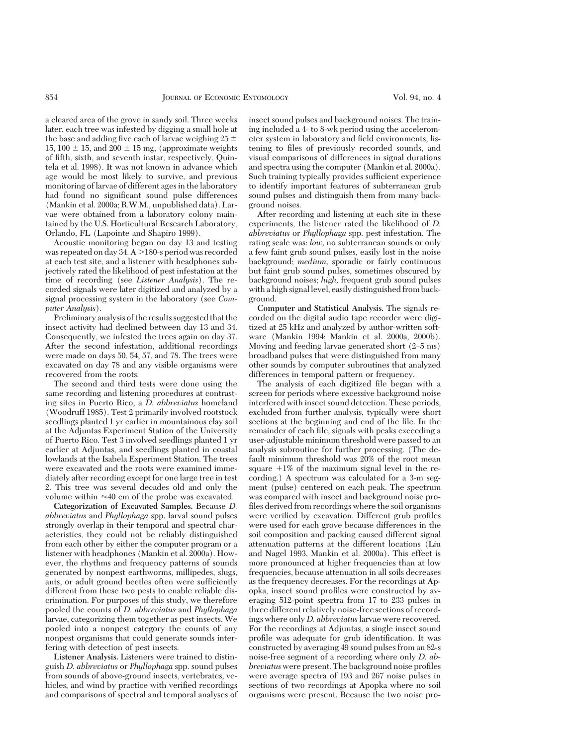a cleared area of the grove in sandy soil. Three weeks later, each tree was infested by digging a small hole at the base and adding five each of larvae weighing 25 ± 15, 100 ± 15, and 200 ± 15 mg, (approximate weights of fifth, sixth, and seventh instar, respectively, Quintela et al. 1998). It was not known in advance which age would be most likely to survive, and previous monitoring of larvae of different ages in the laboratory had found no significant sound pulse differences (Mankin et al. 2000a; R.W.M., unpublished data). Larvae were obtained from a laboratory colony maintained by the U.S. Horticultural Research Laboratory, Orlando, FL (Lapointe and Shapiro 1999).

Acoustic monitoring began on day 13 and testing was repeated on day 34. A >180-s period was recorded at each test site, and a listener with headphones subjectively rated the likelihood of pest infestation at the time of recording (see *Listener Analysis*). The recorded signals were later digitized and analyzed by a signal processing system in the laboratory (see *Computer Analysis*).

Preliminary analysis of the results suggested that the insect activity had declined between day 13 and 34. Consequently, we infested the trees again on day 37. After the second infestation, additional recordings were made on days 50, 54, 57, and 78. The trees were excavated on day 78 and any visible organisms were recovered from the roots.

The second and third tests were done using the same recording and listening procedures at contrasting sites in Puerto Rico, a *D. abbreviatus* homeland (Woodruff 1985). Test 2 primarily involved rootstock seedlings planted 1 yr earlier in mountainous clay soil at the Adjuntas Experiment Station of the University of Puerto Rico. Test 3 involved seedlings planted 1 yr earlier at Adjuntas, and seedlings planted in coastal lowlands at the Isabela Experiment Station. The trees were excavated and the roots were examined immediately after recording except for one large tree in test 2. This tree was several decades old and only the volume within ≈40 cm of the probe was excavated.

**Categorization of Excavated Samples.** Because *D. abbreviatus* and *Phyllophaga* spp. larval sound pulses strongly overlap in their temporal and spectral characteristics, they could not be reliably distinguished from each other by either the computer program or a listener with headphones (Mankin et al. 2000a). However, the rhythms and frequency patterns of sounds generated by nonpest earthworms, millipedes, slugs, ants, or adult ground beetles often were sufficiently different from these two pests to enable reliable discrimination. For purposes of this study, we therefore pooled the counts of *D. abbreviatus* and *Phyllophaga* larvae, categorizing them together as pest insects. We pooled into a nonpest category the counts of any nonpest organisms that could generate sounds interfering with detection of pest insects.

**Listener Analysis.** Listeners were trained to distinguish *D. abbreviatus* or *Phyllophaga* spp. sound pulses from sounds of above-ground insects, vertebrates, vehicles, and wind by practice with verified recordings and comparisons of spectral and temporal analyses of insect sound pulses and background noises. The training included a 4- to 8-wk period using the accelerometer system in laboratory and field environments, listening to files of previously recorded sounds, and visual comparisons of differences in signal durations and spectra using the computer (Mankin et al. 2000a). Such training typically provides sufficient experience to identify important features of subterranean grub sound pulses and distinguish them from many background noises.

After recording and listening at each site in these experiments, the listener rated the likelihood of *D. abbreviatus* or *Phyllophaga* spp. pest infestation. The rating scale was: *low,* no subterranean sounds or only a few faint grub sound pulses, easily lost in the noise background; *medium,* sporadic or fairly continuous but faint grub sound pulses, sometimes obscured by background noises; *high,* frequent grub sound pulses with a high signal level, easily distinguished from background.

**Computer and Statistical Analysis.** The signals recorded on the digital audio tape recorder were digitized at 25 kHz and analyzed by author-written software (Mankin 1994; Mankin et al. 2000a, 2000b). Moving and feeding larvae generated short (2–5 ms) broadband pulses that were distinguished from many other sounds by computer subroutines that analyzed differences in temporal pattern or frequency.

The analysis of each digitized file began with a screen for periods where excessive background noise interfered with insect sound detection. These periods, excluded from further analysis, typically were short sections at the beginning and end of the file. In the remainder of each file, signals with peaks exceeding a user-adjustable minimum threshold were passed to an analysis subroutine for further processing. (The default minimum threshold was 20% of the root mean square +1% of the maximum signal level in the recording.) A spectrum was calculated for a 3-m segment (pulse) centered on each peak. The spectrum was compared with insect and background noise profiles derived from recordings where the soil organisms were verified by excavation. Different grub profiles were used for each grove because differences in the soil composition and packing caused different signal attenuation patterns at the different locations (Liu and Nagel 1993, Mankin et al. 2000a). This effect is more pronounced at higher frequencies than at low frequencies, because attenuation in all soils decreases as the frequency decreases. For the recordings at Apopka, insect sound profiles were constructed by averaging 512-point spectra from 17 to 233 pulses in three different relatively noise-free sections of recordings where only *D. abbreviatus* larvae were recovered. For the recordings at Adjuntas, a single insect sound profile was adequate for grub identification. It was constructed by averaging 49 sound pulses from an 82-s noise-free segment of a recording where only *D. abbreviatus* were present. The background noise profiles were average spectra of 193 and 267 noise pulses in sections of two recordings at Apopka where no soil organisms were present. Because the two noise pro-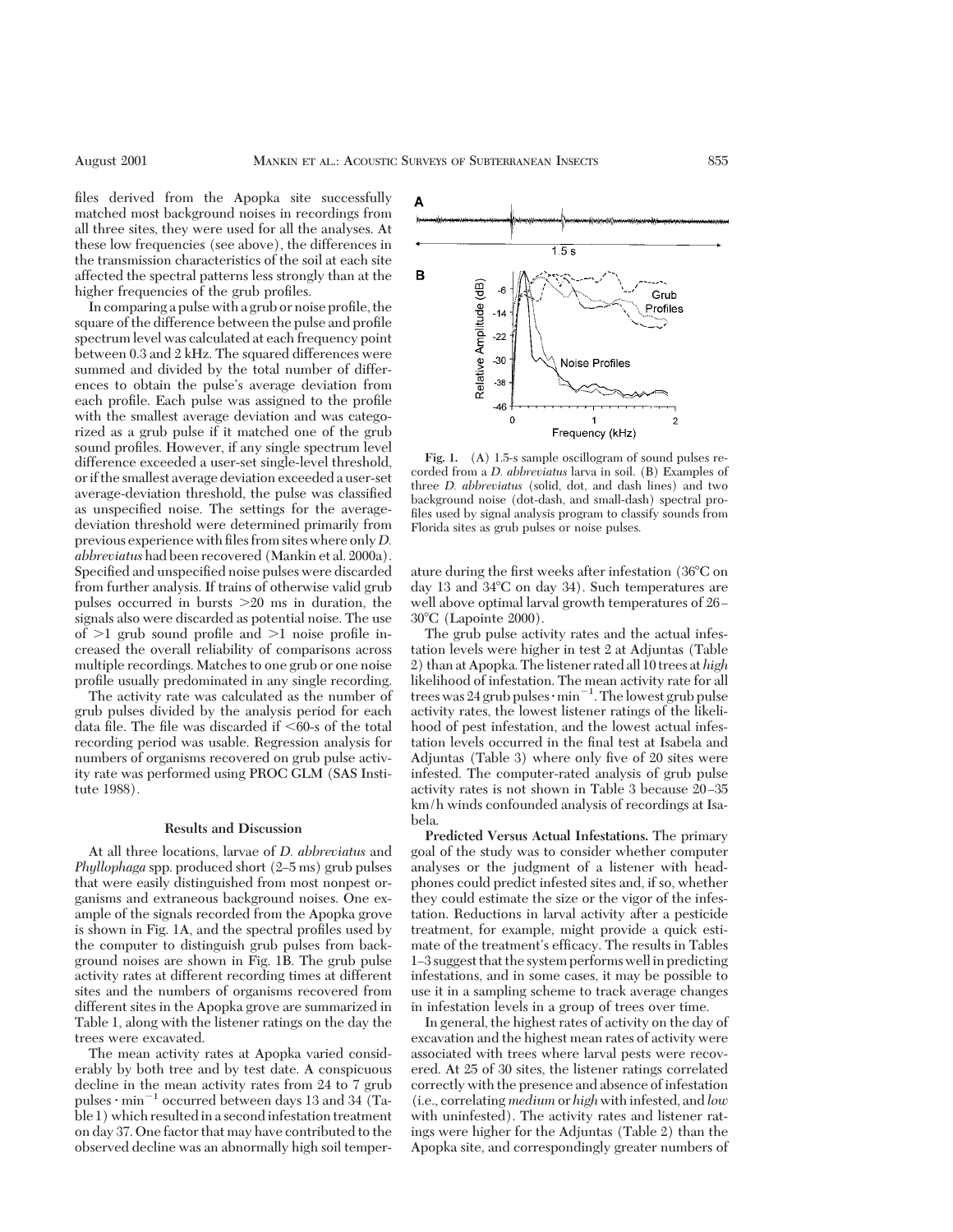files derived from the Apopka site successfully matched most background noises in recordings from all three sites, they were used for all the analyses. At these low frequencies (see above), the differences in the transmission characteristics of the soil at each site affected the spectral patterns less strongly than at the higher frequencies of the grub profiles.

In comparing a pulse with a grub or noise profile, the square of the difference between the pulse and profile spectrum level was calculated at each frequency point between 0.3 and 2 kHz. The squared differences were summed and divided by the total number of differences to obtain the pulse's average deviation from each profile. Each pulse was assigned to the profile with the smallest average deviation and was categorized as a grub pulse if it matched one of the grub sound profiles. However, if any single spectrum level difference exceeded a user-set single-level threshold, or if the smallest average deviation exceeded a user-set average-deviation threshold, the pulse was classified as unspecified noise. The settings for the average-deviation threshold were determined primarily from previous experience with files from sites where only *D. abbreviatus* had been recovered (Mankin et al. 2000a). Specified and unspecified noise pulses were discarded from further analysis. If trains of otherwise valid grub pulses occurred in bursts >20 ms in duration, the signals also were discarded as potential noise. The use of >1 grub sound profile and >1 noise profile increased the overall reliability of comparisons across multiple recordings. Matches to one grub or one noise profile usually predominated in any single recording.

The activity rate was calculated as the number of grub pulses divided by the analysis period for each data file. The file was discarded if <60-s of the total recording period was usable. Regression analysis for numbers of organisms recovered on grub pulse activity rate was performed using PROC GLM (SAS Institute 1988).

## Results and Discussion

At all three locations, larvae of *D. abbreviatus* and *Phyllophaga* spp. produced short (2–5 ms) grub pulses that were easily distinguished from most nonpest organisms and extraneous background noises. One example of the signals recorded from the Apopka grove is shown in Fig. 1A, and the spectral profiles used by the computer to distinguish grub pulses from background noises are shown in Fig. 1B. The grub pulse activity rates at different recording times at different sites and the numbers of organisms recovered from different sites in the Apopka grove are summarized in Table 1, along with the listener ratings on the day the trees were excavated.

The mean activity rates at Apopka varied considerably by both tree and by test date. A conspicuous decline in the mean activity rates from 24 to 7 grub pulses · $\min^{-1}$ occurred between days 13 and 34 (Table 1) which resulted in a second infestation treatment on day 37. One factor that may have contributed to the observed decline was an abnormally high soil temperature during the first weeks after infestation (36°C on day 13 and 34°C on day 34). Such temperatures are well above optimal larval growth temperatures of 26–30°C (Lapointe 2000).

Fig. 1. (A) 1.5-s sample oscillogram of sound pulses recorded from a *D. abbreviatus* larva in soil. (B) Examples of three *D. abbreviatus* (solid, dot, and dash lines) and two background noise (dot-dash, and small-dash) spectral profiles used by signal analysis program to classify sounds from Florida sites as grub pulses or noise pulses.

The grub pulse activity rates and the actual infestation levels were higher in test 2 at Adjuntas (Table 2) than at Apopka. The listener rated all 10 trees at *high* likelihood of infestation. The mean activity rate for all trees was 24 grub pulses · $\min^{-1}$. The lowest grub pulse activity rates, the lowest listener ratings of the likelihood of pest infestation, and the lowest actual infestation levels occurred in the final test at Isabela and Adjuntas (Table 3) where only five of 20 sites were infested. The computer-rated analysis of grub pulse activity rates is not shown in Table 3 because 20–35 km/h winds confounded analysis of recordings at Isabela.

**Predicted Versus Actual Infestations.** The primary goal of the study was to consider whether computer analyses or the judgment of a listener with headphones could predict infested sites and, if so, whether they could estimate the size or the vigor of the infestation. Reductions in larval activity after a pesticide treatment, for example, might provide a quick estimate of the treatment's efficacy. The results in Tables 1–3 suggest that the system performs well in predicting infestations, and in some cases, it may be possible to use it in a sampling scheme to track average changes in infestation levels in a group of trees over time.

In general, the highest rates of activity on the day of excavation and the highest mean rates of activity were associated with trees where larval pests were recovered. At 25 of 30 sites, the listener ratings correlated correctly with the presence and absence of infestation (i.e., correlating *medium* or *high* with infested, and *low* with uninfested). The activity rates and listener ratings were higher for the Adjuntas (Table 2) than the Apopka site, and correspondingly greater numbers of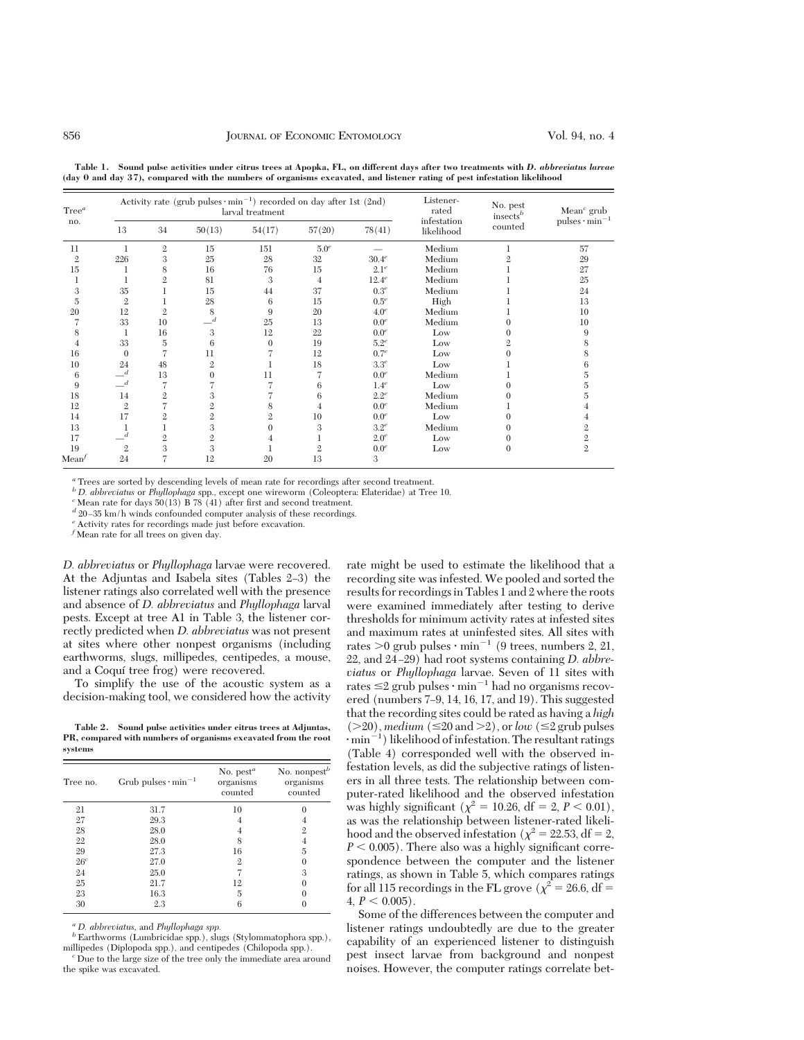**Table 1. Sound pulse activities under citrus trees at Apopka, FL, on different days after two treatments with *D. abbreviatus larvae* (day 0 and day 37), compared with the numbers of organisms excavated, and listener rating of pest infestation likelihood**

| Tree[a] no. | Activity rate (grub pulses · min$^{-1}$) recorded on day after 1st (2nd) larval treatment | | | | | | Listener-rated infestation likelihood | No. pest insects[b] counted | Mean[c] grub pulses · min$^{-1}$ |
|---|---|---|---|---|---|---|---|---|---|
| | 13 | 34 | 50(13) | 54(17) | 57(20) | 78(41) | | | |
| 11 | 1 | 2 | 15 | 151 | 5.0[e] | — | Medium | 1 | 57 |
| 2 | 226 | 3 | 25 | 28 | 32 | 30.4[e] | Medium | 2 | 29 |
| 15 | 1 | 8 | 16 | 76 | 15 | 2.1[e] | Medium | 1 | 27 |
| 1 | 1 | 2 | 81 | 3 | 4 | 12.4[e] | Medium | 1 | 25 |
| 3 | 35 | 1 | 15 | 44 | 37 | 0.3[e] | Medium | 1 | 24 |
| 5 | 2 | 1 | 28 | 6 | 15 | 0.5[e] | High | 1 | 13 |
| 20 | 12 | 2 | 8 | 9 | 20 | 4.0[e] | Medium | 1 | 10 |
| 7 | 33 | 10 | —[d] | 25 | 13 | 0.0[e] | Medium | 0 | 10 |
| 8 | 1 | 16 | 3 | 12 | 22 | 0.0[e] | Low | 0 | 9 |
| 4 | 33 | 5 | 6 | 0 | 19 | 5.2[e] | Low | 2 | 8 |
| 16 | 0 | 7 | 11 | 7 | 12 | 0.7[e] | Low | 0 | 8 |
| 10 | 24 | 48 | 2 | 1 | 18 | 3.3[e] | Low | 1 | 6 |
| 6 | —[d] | 13 | 0 | 11 | 7 | 0.0[e] | Medium | 1 | 5 |
| 9 | —[d] | 7 | 7 | 7 | 6 | 1.4[e] | Low | 0 | 5 |
| 18 | 14 | 2 | 3 | 7 | 6 | 2.2[e] | Medium | 0 | 5 |
| 12 | 2 | 7 | 2 | 8 | 4 | 0.0[e] | Medium | 1 | 4 |
| 14 | 17 | 2 | 2 | 2 | 10 | 0.0[e] | Low | 0 | 4 |
| 13 | 1 | 1 | 3 | 0 | 3 | 3.2[e] | Medium | 0 | 2 |
| 17 | —[d] | 2 | 2 | 4 | 1 | 2.0[e] | Low | 0 | 2 |
| 19 | 2 | 3 | 3 | 1 | 2 | 0.0[e] | Low | 0 | 2 |
| Mean[f] | 24 | 7 | 12 | 20 | 13 | 3 | | | |

[a] Trees are sorted by descending levels of mean rate for recordings after second treatment.
[b] *D. abbreviatus* or *Phyllophaga* spp., except one wireworm (Coleoptera: Elateridae) at Tree 10.
[c] Mean rate for days 50(13) B 78 (41) after first and second treatment.
[d] 20–35 km/h winds confounded computer analysis of these recordings.
[e] Activity rates for recordings made just before excavation.
[f] Mean rate for all trees on given day.

*D. abbreviatus* or *Phyllophaga* larvae were recovered. At the Adjuntas and Isabela sites (Tables 2–3) the listener ratings also correlated well with the presence and absence of *D. abbreviatus* and *Phyllophaga* larval pests. Except at tree A1 in Table 3, the listener correctly predicted when *D. abbreviatus* was not present at sites where other nonpest organisms (including earthworms, slugs, millipedes, centipedes, a mouse, and a Coquí tree frog) were recovered.

To simplify the use of the acoustic system as a decision-making tool, we considered how the activity rate might be used to estimate the likelihood that a recording site was infested. We pooled and sorted the results for recordings in Tables 1 and 2 where the roots were examined immediately after testing to derive thresholds for minimum activity rates at infested sites and maximum rates at uninfested sites. All sites with rates >0 grub pulses · min$^{-1}$ (9 trees, numbers 2, 21, 22, and 24–29) had root systems containing *D. abbreviatus* or *Phyllophaga* larvae. Seven of 11 sites with rates ≤2 grub pulses · min$^{-1}$ had no organisms recovered (numbers 7–9, 14, 16, 17, and 19). This suggested that the recording sites could be rated as having a *high* (>20), *medium* (≤20 and >2), or *low* (≤2 grub pulses · min$^{-1}$) likelihood of infestation. The resultant ratings (Table 4) corresponded well with the observed infestation levels, as did the subjective ratings of listeners in all three tests. The relationship between computer-rated likelihood and the observed infestation was highly significant ($\chi^2 = 10.26$, df = 2, $P < 0.01$), as was the relationship between listener-rated likelihood and the observed infestation ($\chi^2 = 22.53$, df = 2, $P < 0.005$). There also was a highly significant correspondence between the computer and the listener ratings, as shown in Table 5, which compares ratings for all 115 recordings in the FL grove ($\chi^2 = 26.6$, df = 4, $P < 0.005$).

Some of the differences between the computer and listener ratings undoubtedly are due to the greater capability of an experienced listener to distinguish pest insect larvae from background and nonpest noises. However, the computer ratings correlate bet-

**Table 2. Sound pulse activities under citrus trees at Adjuntas, PR, compared with numbers of organisms excavated from the root systems**

| Tree no. | Grub pulses · min$^{-1}$ | No. pest[a] organisms counted | No. nonpest[b] organisms counted |
|---|---|---|---|
| 21 | 31.7 | 10 | 0 |
| 27 | 29.3 | 4 | 4 |
| 28 | 28.0 | 4 | 2 |
| 22 | 28.0 | 8 | 4 |
| 29 | 27.3 | 16 | 5 |
| 26[c] | 27.0 | 2 | 0 |
| 24 | 25.0 | 7 | 3 |
| 25 | 21.7 | 12 | 0 |
| 23 | 16.3 | 5 | 0 |
| 30 | 2.3 | 6 | 0 |

[a] *D. abbreviatus*, and *Phyllophaga spp.*
[b] Earthworms (Lumbricidae spp.), slugs (Stylommatophora spp.), millipedes (Diplopoda spp.), and centipedes (Chilopoda spp.).
[c] Due to the large size of the tree only the immediate area around the spike was excavated.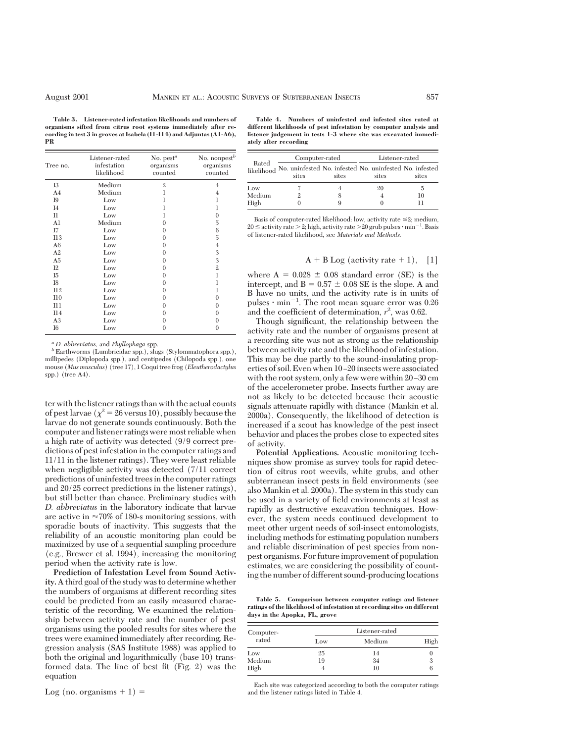**Table 3. Listener-rated infestation likelihoods and numbers of organisms sifted from citrus root systems immediately after recording in test 3 in groves at Isabela (I1-I14) and Adjuntas (A1-A6), PR**

| Tree no. | Listener-rated infestation likelihood | No. pest[a] organisms counted | No. nonpest[b] organisms counted |
|---|---|---|---|
| I3 | Medium | 2 | 4 |
| A4 | Medium | 1 | 4 |
| I9 | Low | 1 | 1 |
| I4 | Low | 1 | 1 |
| I1 | Low | 1 | 0 |
| A1 | Medium | 0 | 5 |
| I7 | Low | 0 | 6 |
| I13 | Low | 0 | 5 |
| A6 | Low | 0 | 4 |
| A2 | Low | 0 | 3 |
| A5 | Low | 0 | 3 |
| I2 | Low | 0 | 2 |
| I5 | Low | 0 | 1 |
| I8 | Low | 0 | 1 |
| I12 | Low | 0 | 1 |
| I10 | Low | 0 | 0 |
| I11 | Low | 0 | 0 |
| I14 | Low | 0 | 0 |
| A3 | Low | 0 | 0 |
| I6 | Low | 0 | 0 |

[a] *D. abbreviatus*, and *Phyllophaga* spp.

[b] Earthworms (Lumbricidae spp.), slugs (Stylommatophora spp.), millipedes (Diplopoda spp.), and centipedes (Chilopoda spp.), one mouse (*Mus musculus*) (tree I7), 1 Coqui tree frog (*Eleutherodactylus* spp.) (tree A4).

ter with the listener ratings than with the actual counts of pest larvae ($\chi^2 = 26$ versus 10), possibly because the larvae do not generate sounds continuously. Both the computer and listener ratings were most reliable when a high rate of activity was detected (9/9 correct predictions of pest infestation in the computer ratings and 11/11 in the listener ratings). They were least reliable when negligible activity was detected (7/11 correct predictions of uninfested trees in the computer ratings and 20/25 correct predictions in the listener ratings), but still better than chance. Preliminary studies with *D. abbreviatus* in the laboratory indicate that larvae are active in ≈70% of 180-s monitoring sessions, with sporadic bouts of inactivity. This suggests that the reliability of an acoustic monitoring plan could be maximized by use of a sequential sampling procedure (e.g., Brewer et al. 1994), increasing the monitoring period when the activity rate is low.

**Prediction of Infestation Level from Sound Activity.** A third goal of the study was to determine whether the numbers of organisms at different recording sites could be predicted from an easily measured characteristic of the recording. We examined the relationship between activity rate and the number of pest organisms using the pooled results for sites where the trees were examined immediately after recording. Regression analysis (SAS Institute 1988) was applied to both the original and logarithmically (base 10) transformed data. The line of best fit (Fig. 2) was the equation

$$\text{Log (no. organisms} + 1) = \text{A} + \text{B Log (activity rate} + 1), \quad [1]$$

where $A = 0.028 \pm 0.08$ standard error (SE) is the intercept, and $B = 0.57 \pm 0.08$ SE is the slope. A and B have no units, and the activity rate is in units of pulses $\cdot$ min$^{-1}$. The root mean square error was 0.26 and the coefficient of determination, $r^2$, was 0.62.

Though significant, the relationship between the activity rate and the number of organisms present at a recording site was not as strong as the relationship between activity rate and the likelihood of infestation. This may be due partly to the sound-insulating properties of soil. Even when 10–20 insects were associated with the root system, only a few were within 20–30 cm of the accelerometer probe. Insects further away are not as likely to be detected because their acoustic signals attenuate rapidly with distance (Mankin et al. 2000a). Consequently, the likelihood of detection is increased if a scout has knowledge of the pest insect behavior and places the probes close to expected sites of activity.

**Table 4. Numbers of uninfested and infested sites rated at different likelihoods of pest infestation by computer analysis and listener judgement in tests 1-3 where site was excavated immediately after recording**

| Rated likelihood | Computer-rated | | Listener-rated | |
|---|---|---|---|---|
| | No. uninfested sites | No. infested sites | No. uninfested sites | No. infested sites |
| Low | 7 | 4 | 20 | 5 |
| Medium | 2 | 8 | 4 | 10 |
| High | 0 | 9 | 0 | 11 |

Basis of computer-rated likelihood: low, activity rate ≤2; medium, 20 ≤ activity rate > 2; high, activity rate >20 grub pulses $\cdot$ min$^{-1}$. Basis of listener-rated likelihood, see *Materials and Methods*.

**Potential Applications.** Acoustic monitoring techniques show promise as survey tools for rapid detection of citrus root weevils, white grubs, and other subterranean insect pests in field environments (see also Mankin et al. 2000a). The system in this study can be used in a variety of field environments at least as rapidly as destructive excavation techniques. However, the system needs continued development to meet other urgent needs of soil-insect entomologists, including methods for estimating population numbers and reliable discrimination of pest species from nonpest organisms. For future improvement of population estimates, we are considering the possibility of counting the number of different sound-producing locations

**Table 5. Comparison between computer ratings and listener ratings of the likelihood of infestation at recording sites on different days in the Apopka, FL, grove**

| Computer-rated | Listener-rated | | |
|---|---|---|---|
| | Low | Medium | High |
| Low | 25 | 14 | 0 |
| Medium | 19 | 34 | 3 |
| High | 4 | 10 | 6 |

Each site was categorized according to both the computer ratings and the listener ratings listed in Table 4.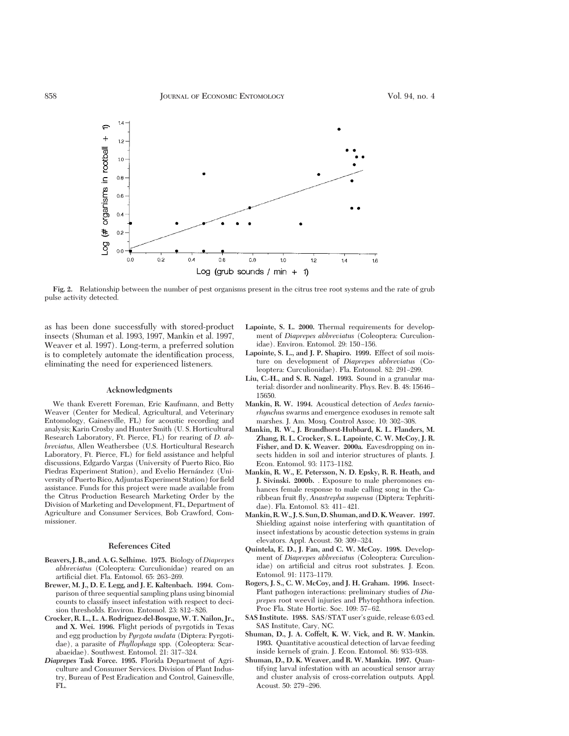Fig. 2. Relationship between the number of pest organisms present in the citrus tree root systems and the rate of grub pulse activity detected.

as has been done successfully with stored-product insects (Shuman et al. 1993, 1997, Mankin et al. 1997, Weaver et al. 1997). Long-term, a preferred solution is to completely automate the identification process, eliminating the need for experienced listeners.

## Acknowledgments

We thank Everett Foreman, Eric Kaufmann, and Betty Weaver (Center for Medical, Agricultural, and Veterinary Entomology, Gainesville, FL) for acoustic recording and analysis; Karin Crosby and Hunter Smith (U. S. Horticultural Research Laboratory, Ft. Pierce, FL) for rearing of *D. abbreviatus,* Allen Weathersbee (U.S. Horticultural Research Laboratory, Ft. Pierce, FL) for field assistance and helpful discussions, Edgardo Vargas (University of Puerto Rico, Rio Piedras Experiment Station), and Evelio Hernández (University of Puerto Rico, Adjuntas Experiment Station) for field assistance. Funds for this project were made available from the Citrus Production Research Marketing Order by the Division of Marketing and Development, FL, Department of Agriculture and Consumer Services, Bob Crawford, Commissioner.

## References Cited

**Beavers, J. B., and. A. G. Selhime. 1975.** Biology of *Diaprepes abbreviatus* (Coleoptera: Curculionidae) reared on an artificial diet. Fla. Entomol. 65: 263–269.

**Brewer, M. J., D. E. Legg, and J. E. Kaltenbach. 1994.** Comparison of three sequential sampling plans using binomial counts to classify insect infestation with respect to decision thresholds. Environ. Entomol. 23: 812–826.

**Crocker, R. L., L. A. Rodriguez-del-Bosque, W. T. Nailon, Jr., and X. Wei. 1996.** Flight periods of pyrgotids in Texas and egg production by *Pyrgota undata* (Diptera: Pyrgotidae), a parasite of *Phyllophaga* spp. (Coleoptera: Scarabaeidae). Southwest. Entomol. 21: 317–324.

***Diaprepes* Task Force. 1995.** Florida Department of Agriculture and Consumer Services. Division of Plant Industry, Bureau of Pest Eradication and Control, Gainesville, FL.

**Lapointe, S. L. 2000.** Thermal requirements for development of *Diaprepes abbreviatus* (Coleoptera: Curculionidae). Environ. Entomol. 29: 150–156.

**Lapointe, S. L., and J. P. Shapiro. 1999.** Effect of soil moisture on development of *Diaprepes abbreviatus* (Coleoptera: Curculionidae). Fla. Entomol. 82: 291–299.

**Liu, C.-H., and S. R. Nagel. 1993.** Sound in a granular material: disorder and nonlinearity. Phys. Rev. B. 48: 15646–15650.

**Mankin, R. W. 1994.** Acoustical detection of *Aedes taeniorhynchus* swarms and emergence exoduses in remote salt marshes. J. Am. Mosq. Control Assoc. 10: 302–308.

**Mankin, R. W., J. Brandhorst-Hubbard, K. L. Flanders, M. Zhang, R. L. Crocker, S. L. Lapointe, C. W. McCoy, J. R. Fisher, and D. K. Weaver. 2000a.** Eavesdropping on insects hidden in soil and interior structures of plants. J. Econ. Entomol. 93: 1173–1182.

**Mankin, R. W., E. Petersson, N. D. Epsky, R. R. Heath, and J. Sivinski. 2000b.** . Exposure to male pheromones enhances female response to male calling song in the Caribbean fruit fly, *Anastrepha suspensa* (Diptera: Tephritidae). Fla. Entomol. 83: 411–421.

**Mankin, R. W., J. S. Sun, D. Shuman, and D. K. Weaver. 1997.** Shielding against noise interfering with quantitation of insect infestations by acoustic detection systems in grain elevators. Appl. Acoust. 50: 309–324.

**Quintela, E. D., J. Fan, and C. W. McCoy. 1998.** Development of *Diaprepes abbreviatus* (Coleoptera: Curculionidae) on artificial and citrus root substrates. J. Econ. Entomol. 91: 1173–1179.

**Rogers, J. S., C. W. McCoy, and J. H. Graham. 1996.** Insect-Plant pathogen interactions: preliminary studies of *Diaprepes* root weevil injuries and Phytophthora infection. Proc Fla. State Hortic. Soc. 109: 57–62.

**SAS Institute. 1988.** SAS/STAT user's guide, release 6.03 ed. SAS Institute, Cary, NC.

**Shuman, D., J. A. Coffelt, K. W. Vick, and R. W. Mankin. 1993.** Quantitative acoustical detection of larvae feeding inside kernels of grain. J. Econ. Entomol. 86: 933–938.

**Shuman, D., D. K. Weaver, and R. W. Mankin. 1997.** Quantifying larval infestation with an acoustical sensor array and cluster analysis of cross-correlation outputs. Appl. Acoust. 50: 279–296.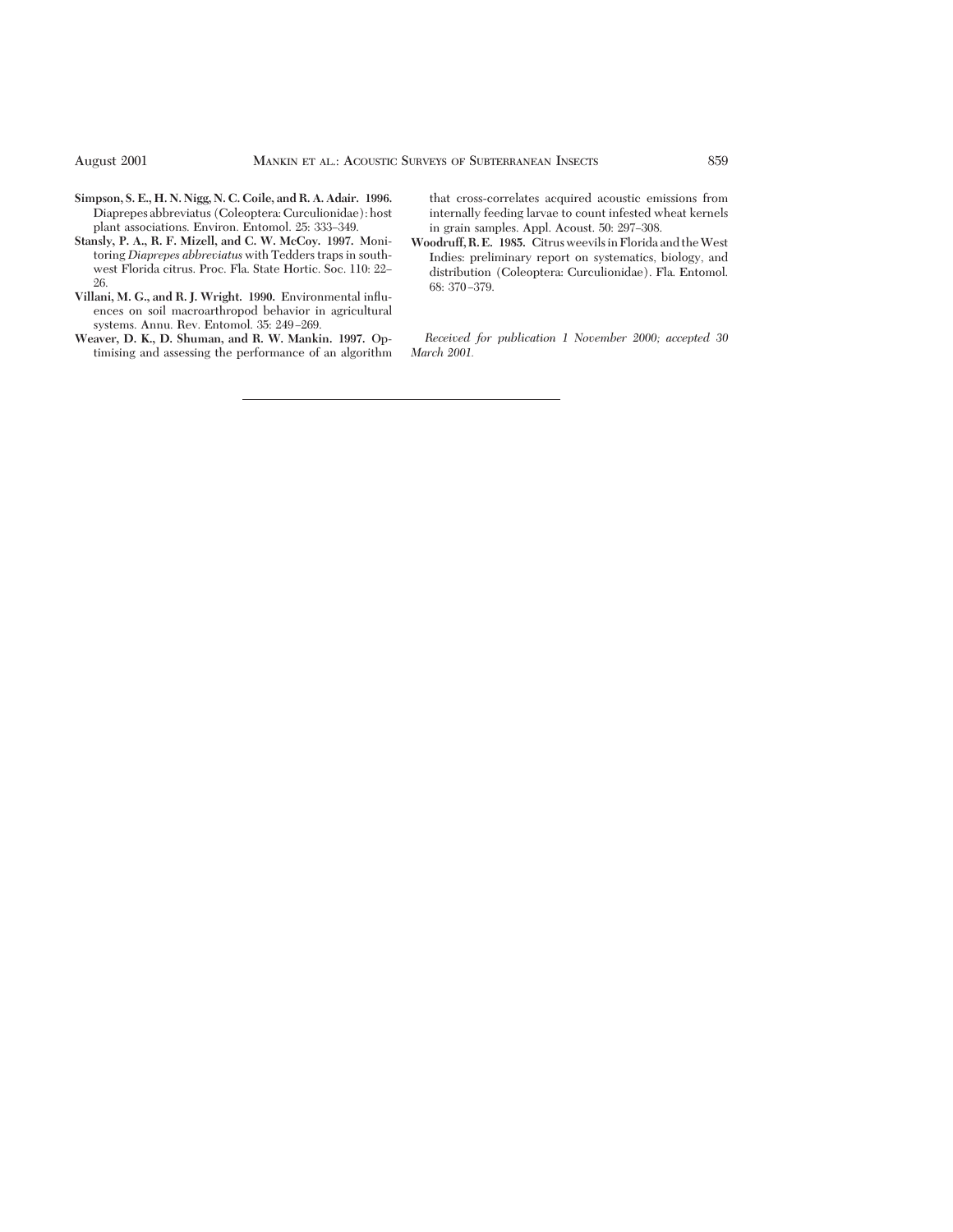**Simpson, S. E., H. N. Nigg, N. C. Coile, and R. A. Adair. 1996.** Diaprepes abbreviatus (Coleoptera: Curculionidae): host plant associations. Environ. Entomol. 25: 333–349.

**Stansly, P. A., R. F. Mizell, and C. W. McCoy. 1997.** Monitoring *Diaprepes abbreviatus* with Tedders traps in southwest Florida citrus. Proc. Fla. State Hortic. Soc. 110: 22–26.

**Villani, M. G., and R. J. Wright. 1990.** Environmental influences on soil macroarthropod behavior in agricultural systems. Annu. Rev. Entomol. 35: 249–269.

**Weaver, D. K., D. Shuman, and R. W. Mankin. 1997.** Optimising and assessing the performance of an algorithm that cross-correlates acquired acoustic emissions from internally feeding larvae to count infested wheat kernels in grain samples. Appl. Acoust. 50: 297–308.

**Woodruff, R. E. 1985.** Citrus weevils in Florida and the West Indies: preliminary report on systematics, biology, and distribution (Coleoptera: Curculionidae). Fla. Entomol. 68: 370–379.

*Received for publication 1 November 2000; accepted 30 March 2001.*